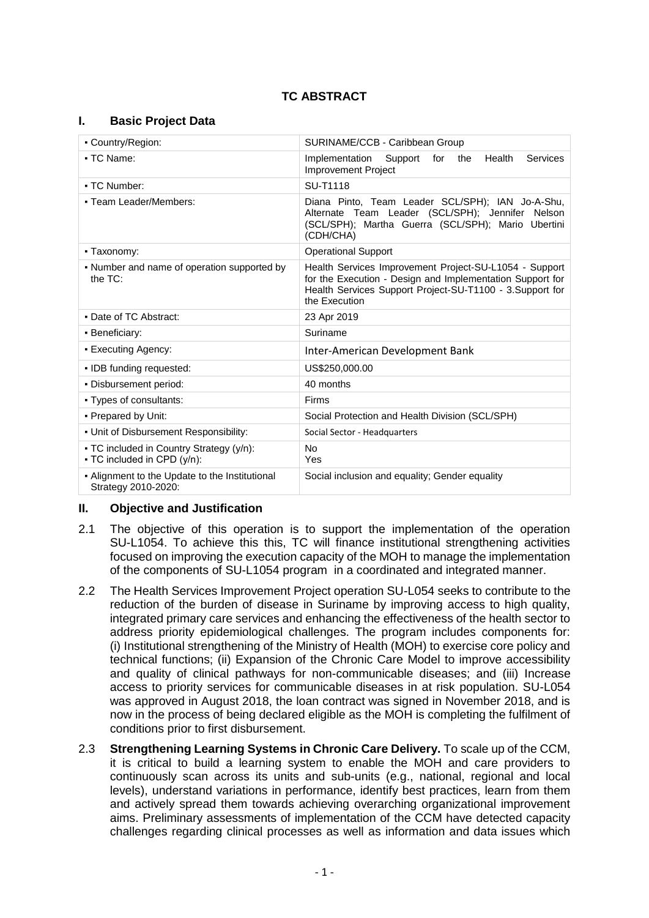# TC ABSTRACT

## I. Basic Project Data

| | |
|---|---|
| ▪ Country/Region: | SURINAME/CCB - Caribbean Group |
| ▪ TC Name: | Implementation Support for the Health Services Improvement Project |
| ▪ TC Number: | SU-T1118 |
| ▪ Team Leader/Members: | Diana Pinto, Team Leader SCL/SPH); IAN Jo-A-Shu, Alternate Team Leader (SCL/SPH); Jennifer Nelson (SCL/SPH); Martha Guerra (SCL/SPH); Mario Ubertini (CDH/CHA) |
| ▪ Taxonomy: | Operational Support |
| ▪ Number and name of operation supported by the TC: | Health Services Improvement Project-SU-L1054 - Support for the Execution - Design and Implementation Support for Health Services Support Project-SU-T1100 - 3.Support for the Execution |
| ▪ Date of TC Abstract: | 23 Apr 2019 |
| ▪ Beneficiary: | Suriname |
| ▪ Executing Agency: | Inter-American Development Bank |
| ▪ IDB funding requested: | US$250,000.00 |
| ▪ Disbursement period: | 40 months |
| ▪ Types of consultants: | Firms |
| ▪ Prepared by Unit: | Social Protection and Health Division (SCL/SPH) |
| ▪ Unit of Disbursement Responsibility: | Social Sector - Headquarters |
| ▪ TC included in Country Strategy (y/n):<br>▪ TC included in CPD (y/n): | No<br>Yes |
| ▪ Alignment to the Update to the Institutional Strategy 2010-2020: | Social inclusion and equality; Gender equality |

## II. Objective and Justification

2.1 The objective of this operation is to support the implementation of the operation SU-L1054. To achieve this this, TC will finance institutional strengthening activities focused on improving the execution capacity of the MOH to manage the implementation of the components of SU-L1054 program in a coordinated and integrated manner.

2.2 The Health Services Improvement Project operation SU-L054 seeks to contribute to the reduction of the burden of disease in Suriname by improving access to high quality, integrated primary care services and enhancing the effectiveness of the health sector to address priority epidemiological challenges. The program includes components for: (i) Institutional strengthening of the Ministry of Health (MOH) to exercise core policy and technical functions; (ii) Expansion of the Chronic Care Model to improve accessibility and quality of clinical pathways for non-communicable diseases; and (iii) Increase access to priority services for communicable diseases in at risk population. SU-L054 was approved in August 2018, the loan contract was signed in November 2018, and is now in the process of being declared eligible as the MOH is completing the fulfilment of conditions prior to first disbursement.

2.3 **Strengthening Learning Systems in Chronic Care Delivery.** To scale up of the CCM, it is critical to build a learning system to enable the MOH and care providers to continuously scan across its units and sub-units (e.g., national, regional and local levels), understand variations in performance, identify best practices, learn from them and actively spread them towards achieving overarching organizational improvement aims. Preliminary assessments of implementation of the CCM have detected capacity challenges regarding clinical processes as well as information and data issues which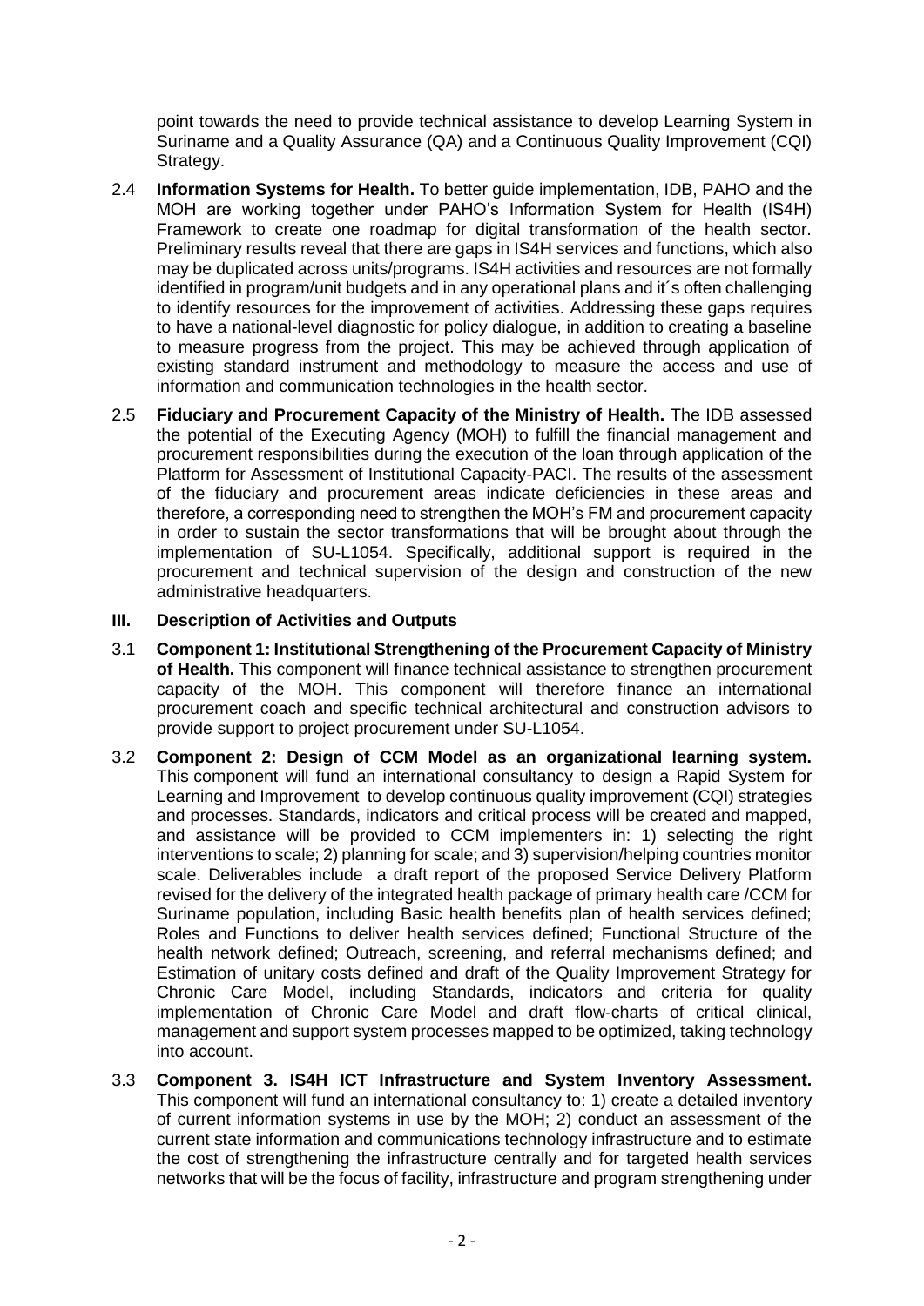point towards the need to provide technical assistance to develop Learning System in Suriname and a Quality Assurance (QA) and a Continuous Quality Improvement (CQI) Strategy.

2.4 **Information Systems for Health.** To better guide implementation, IDB, PAHO and the MOH are working together under PAHO's Information System for Health (IS4H) Framework to create one roadmap for digital transformation of the health sector. Preliminary results reveal that there are gaps in IS4H services and functions, which also may be duplicated across units/programs. IS4H activities and resources are not formally identified in program/unit budgets and in any operational plans and it´s often challenging to identify resources for the improvement of activities. Addressing these gaps requires to have a national-level diagnostic for policy dialogue, in addition to creating a baseline to measure progress from the project. This may be achieved through application of existing standard instrument and methodology to measure the access and use of information and communication technologies in the health sector.

2.5 **Fiduciary and Procurement Capacity of the Ministry of Health.** The IDB assessed the potential of the Executing Agency (MOH) to fulfill the financial management and procurement responsibilities during the execution of the loan through application of the Platform for Assessment of Institutional Capacity-PACI. The results of the assessment of the fiduciary and procurement areas indicate deficiencies in these areas and therefore, a corresponding need to strengthen the MOH's FM and procurement capacity in order to sustain the sector transformations that will be brought about through the implementation of SU-L1054. Specifically, additional support is required in the procurement and technical supervision of the design and construction of the new administrative headquarters.

## III. Description of Activities and Outputs

3.1 **Component 1: Institutional Strengthening of the Procurement Capacity of Ministry of Health.** This component will finance technical assistance to strengthen procurement capacity of the MOH. This component will therefore finance an international procurement coach and specific technical architectural and construction advisors to provide support to project procurement under SU-L1054.

3.2 **Component 2: Design of CCM Model as an organizational learning system.** This component will fund an international consultancy to design a Rapid System for Learning and Improvement to develop continuous quality improvement (CQI) strategies and processes. Standards, indicators and critical process will be created and mapped, and assistance will be provided to CCM implementers in: 1) selecting the right interventions to scale; 2) planning for scale; and 3) supervision/helping countries monitor scale. Deliverables include a draft report of the proposed Service Delivery Platform revised for the delivery of the integrated health package of primary health care /CCM for Suriname population, including Basic health benefits plan of health services defined; Roles and Functions to deliver health services defined; Functional Structure of the health network defined; Outreach, screening, and referral mechanisms defined; and Estimation of unitary costs defined and draft of the Quality Improvement Strategy for Chronic Care Model, including Standards, indicators and criteria for quality implementation of Chronic Care Model and draft flow-charts of critical clinical, management and support system processes mapped to be optimized, taking technology into account.

3.3 **Component 3. IS4H ICT Infrastructure and System Inventory Assessment.** This component will fund an international consultancy to: 1) create a detailed inventory of current information systems in use by the MOH; 2) conduct an assessment of the current state information and communications technology infrastructure and to estimate the cost of strengthening the infrastructure centrally and for targeted health services networks that will be the focus of facility, infrastructure and program strengthening under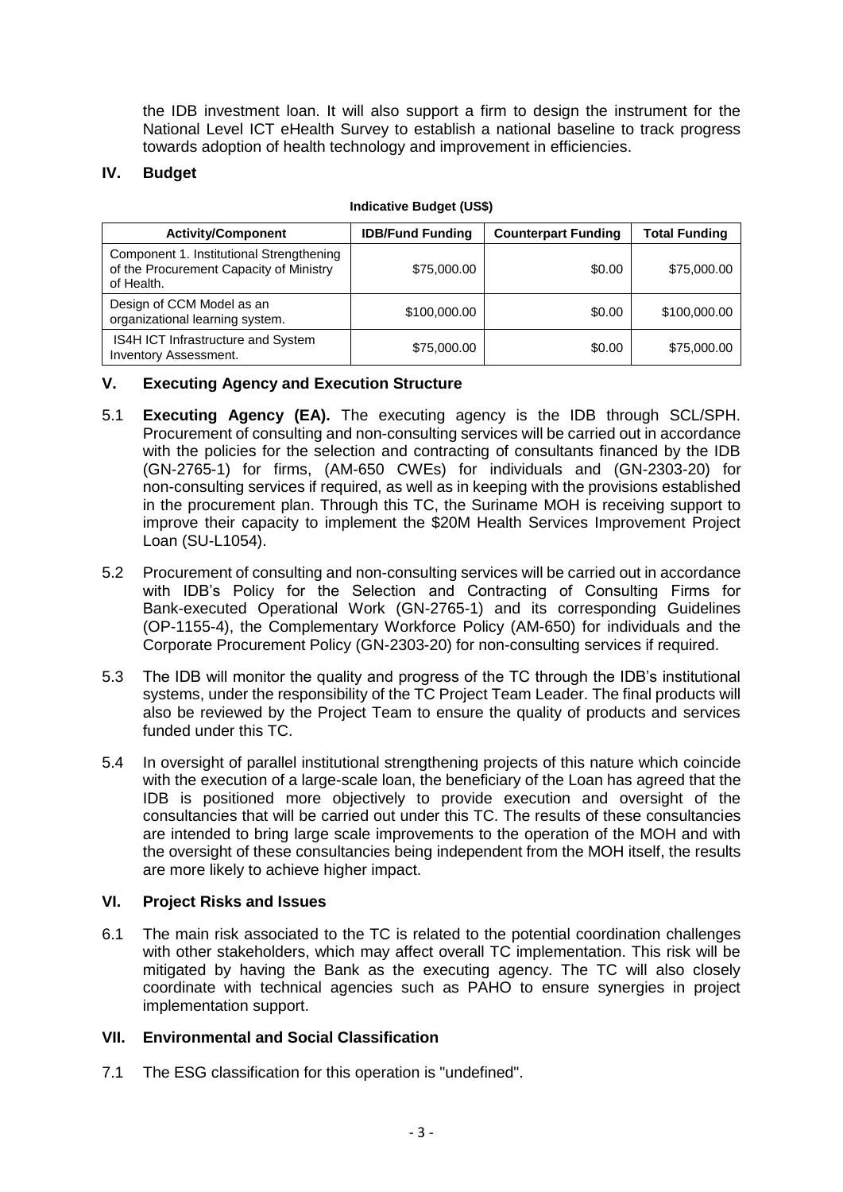the IDB investment loan. It will also support a firm to design the instrument for the National Level ICT eHealth Survey to establish a national baseline to track progress towards adoption of health technology and improvement in efficiencies.

## IV. Budget

**Indicative Budget (US$)**

| Activity/Component | IDB/Fund Funding | Counterpart Funding | Total Funding |
|---|---|---|---|
| Component 1. Institutional Strengthening of the Procurement Capacity of Ministry of Health. | \$75,000.00 | \$0.00 | \$75,000.00 |
| Design of CCM Model as an organizational learning system. | \$100,000.00 | \$0.00 | \$100,000.00 |
| IS4H ICT Infrastructure and System Inventory Assessment. | \$75,000.00 | \$0.00 | \$75,000.00 |

## V. Executing Agency and Execution Structure

5.1 **Executing Agency (EA).** The executing agency is the IDB through SCL/SPH. Procurement of consulting and non-consulting services will be carried out in accordance with the policies for the selection and contracting of consultants financed by the IDB (GN-2765-1) for firms, (AM-650 CWEs) for individuals and (GN-2303-20) for non-consulting services if required, as well as in keeping with the provisions established in the procurement plan. Through this TC, the Suriname MOH is receiving support to improve their capacity to implement the \$20M Health Services Improvement Project Loan (SU-L1054).

5.2 Procurement of consulting and non-consulting services will be carried out in accordance with IDB's Policy for the Selection and Contracting of Consulting Firms for Bank-executed Operational Work (GN-2765-1) and its corresponding Guidelines (OP-1155-4), the Complementary Workforce Policy (AM-650) for individuals and the Corporate Procurement Policy (GN-2303-20) for non-consulting services if required.

5.3 The IDB will monitor the quality and progress of the TC through the IDB's institutional systems, under the responsibility of the TC Project Team Leader. The final products will also be reviewed by the Project Team to ensure the quality of products and services funded under this TC.

5.4 In oversight of parallel institutional strengthening projects of this nature which coincide with the execution of a large-scale loan, the beneficiary of the Loan has agreed that the IDB is positioned more objectively to provide execution and oversight of the consultancies that will be carried out under this TC. The results of these consultancies are intended to bring large scale improvements to the operation of the MOH and with the oversight of these consultancies being independent from the MOH itself, the results are more likely to achieve higher impact.

## VI. Project Risks and Issues

6.1 The main risk associated to the TC is related to the potential coordination challenges with other stakeholders, which may affect overall TC implementation. This risk will be mitigated by having the Bank as the executing agency. The TC will also closely coordinate with technical agencies such as PAHO to ensure synergies in project implementation support.

## VII. Environmental and Social Classification

7.1 The ESG classification for this operation is "undefined".